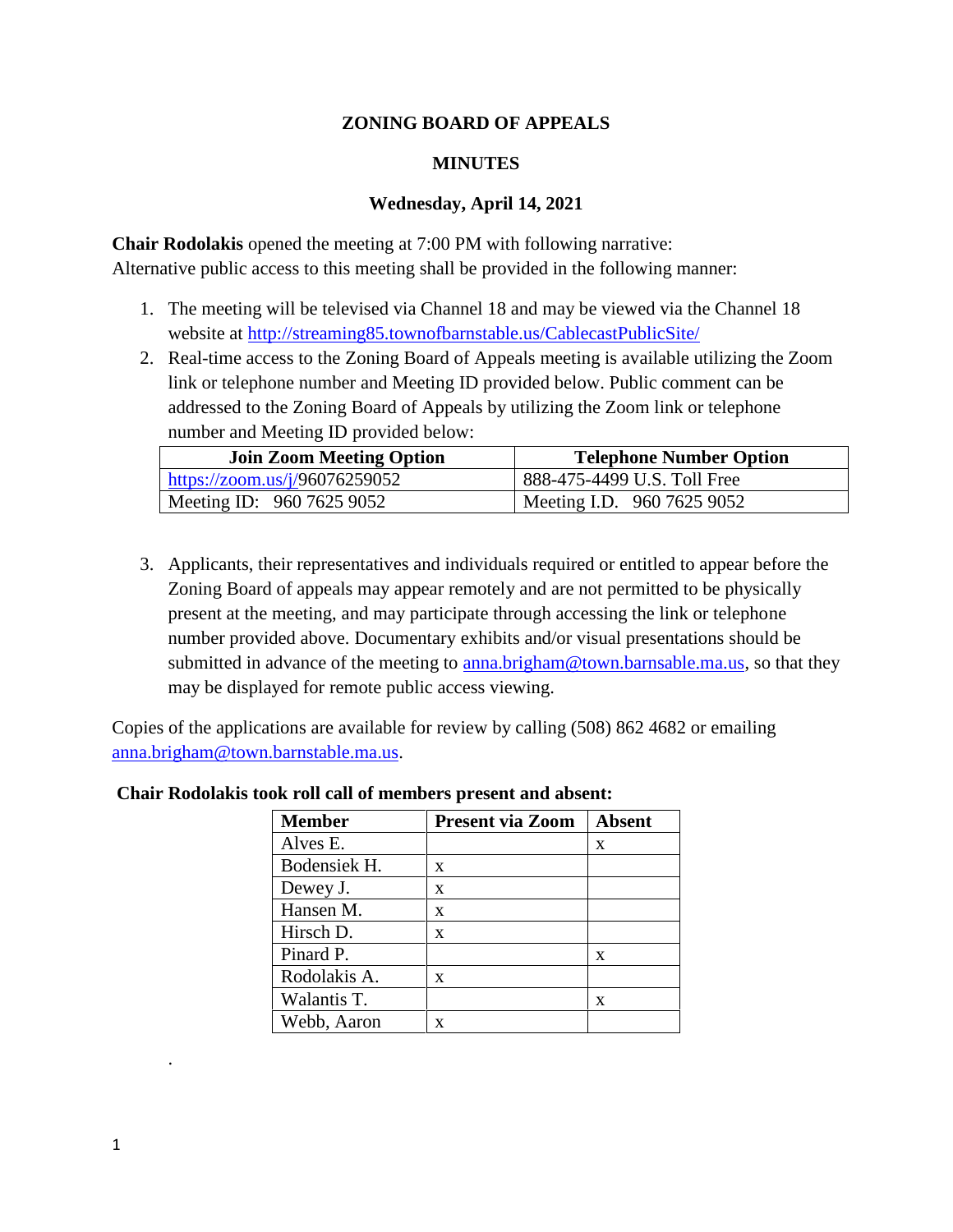# ZONING BOARD OF APPEALS

## MINUTES

### Wednesday, April 14, 2021

**Chair Rodolakis** opened the meeting at 7:00 PM with following narrative:
Alternative public access to this meeting shall be provided in the following manner:

1. The meeting will be televised via Channel 18 and may be viewed via the Channel 18 website at http://streaming85.townofbarnstable.us/CablecastPublicSite/
2. Real-time access to the Zoning Board of Appeals meeting is available utilizing the Zoom link or telephone number and Meeting ID provided below. Public comment can be addressed to the Zoning Board of Appeals by utilizing the Zoom link or telephone number and Meeting ID provided below:

| Join Zoom Meeting Option | Telephone Number Option |
|---|---|
| https://zoom.us/j/96076259052 | 888-475-4499 U.S. Toll Free |
| Meeting ID: 960 7625 9052 | Meeting I.D. 960 7625 9052 |

3. Applicants, their representatives and individuals required or entitled to appear before the Zoning Board of appeals may appear remotely and are not permitted to be physically present at the meeting, and may participate through accessing the link or telephone number provided above. Documentary exhibits and/or visual presentations should be submitted in advance of the meeting to anna.brigham@town.barnsable.ma.us, so that they may be displayed for remote public access viewing.

Copies of the applications are available for review by calling (508) 862 4682 or emailing anna.brigham@town.barnstable.ma.us.

**Chair Rodolakis took roll call of members present and absent:**

| Member | Present via Zoom | Absent |
|---|---|---|
| Alves E. | | x |
| Bodensiek H. | x | |
| Dewey J. | x | |
| Hansen M. | x | |
| Hirsch D. | x | |
| Pinard P. | | x |
| Rodolakis A. | x | |
| Walantis T. | | x |
| Webb, Aaron | x | |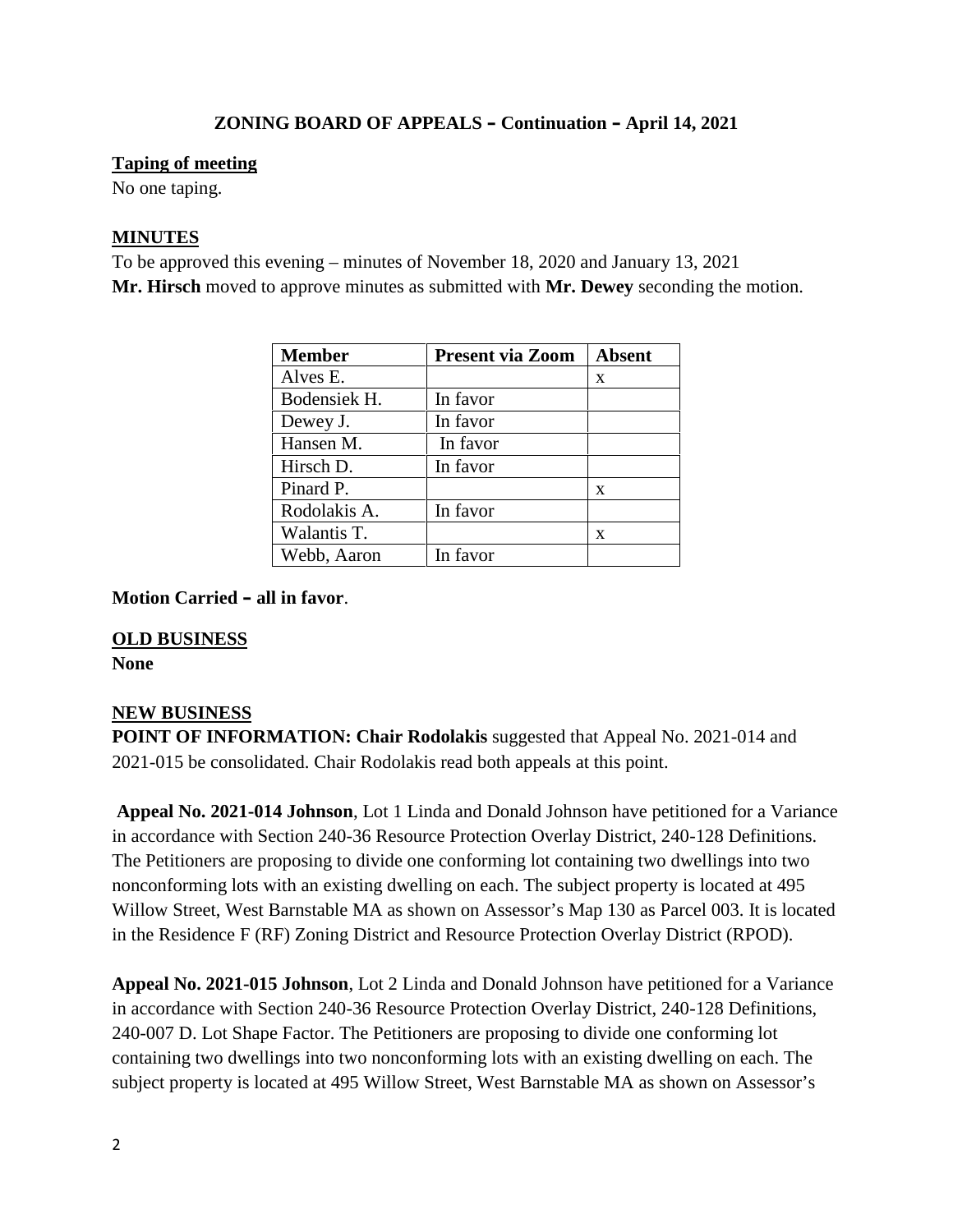**ZONING BOARD OF APPEALS – Continuation – April 14, 2021**

**Taping of meeting**

No one taping.

**MINUTES**

To be approved this evening – minutes of November 18, 2020 and January 13, 2021

**Mr. Hirsch** moved to approve minutes as submitted with **Mr. Dewey** seconding the motion.

| Member | Present via Zoom | Absent |
|---|---|---|
| Alves E. | | x |
| Bodensiek H. | In favor | |
| Dewey J. | In favor | |
| Hansen M. | In favor | |
| Hirsch D. | In favor | |
| Pinard P. | | x |
| Rodolakis A. | In favor | |
| Walantis T. | | x |
| Webb, Aaron | In favor | |

**Motion Carried – all in favor**.

**OLD BUSINESS**

**None**

**NEW BUSINESS**

**POINT OF INFORMATION: Chair Rodolakis** suggested that Appeal No. 2021-014 and 2021-015 be consolidated. Chair Rodolakis read both appeals at this point.

**Appeal No. 2021-014 Johnson**, Lot 1 Linda and Donald Johnson have petitioned for a Variance in accordance with Section 240-36 Resource Protection Overlay District, 240-128 Definitions. The Petitioners are proposing to divide one conforming lot containing two dwellings into two nonconforming lots with an existing dwelling on each. The subject property is located at 495 Willow Street, West Barnstable MA as shown on Assessor's Map 130 as Parcel 003. It is located in the Residence F (RF) Zoning District and Resource Protection Overlay District (RPOD).

**Appeal No. 2021-015 Johnson**, Lot 2 Linda and Donald Johnson have petitioned for a Variance in accordance with Section 240-36 Resource Protection Overlay District, 240-128 Definitions, 240-007 D. Lot Shape Factor. The Petitioners are proposing to divide one conforming lot containing two dwellings into two nonconforming lots with an existing dwelling on each. The subject property is located at 495 Willow Street, West Barnstable MA as shown on Assessor's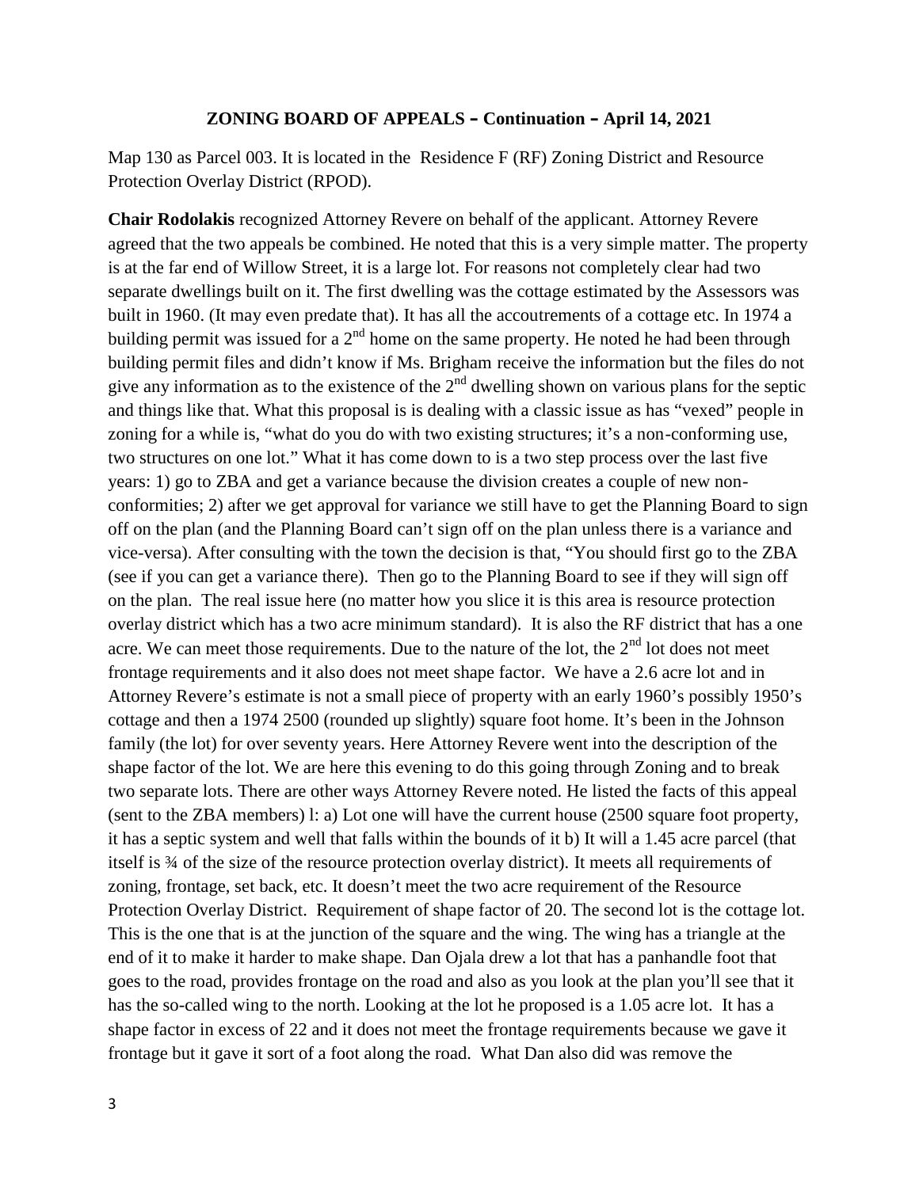## ZONING BOARD OF APPEALS – Continuation – April 14, 2021

Map 130 as Parcel 003. It is located in the Residence F (RF) Zoning District and Resource Protection Overlay District (RPOD).

**Chair Rodolakis** recognized Attorney Revere on behalf of the applicant. Attorney Revere agreed that the two appeals be combined. He noted that this is a very simple matter. The property is at the far end of Willow Street, it is a large lot. For reasons not completely clear had two separate dwellings built on it. The first dwelling was the cottage estimated by the Assessors was built in 1960. (It may even predate that). It has all the accoutrements of a cottage etc. In 1974 a building permit was issued for a 2nd home on the same property. He noted he had been through building permit files and didn't know if Ms. Brigham receive the information but the files do not give any information as to the existence of the 2nd dwelling shown on various plans for the septic and things like that. What this proposal is is dealing with a classic issue as has "vexed" people in zoning for a while is, "what do you do with two existing structures; it's a non-conforming use, two structures on one lot." What it has come down to is a two step process over the last five years: 1) go to ZBA and get a variance because the division creates a couple of new non-conformities; 2) after we get approval for variance we still have to get the Planning Board to sign off on the plan (and the Planning Board can't sign off on the plan unless there is a variance and vice-versa). After consulting with the town the decision is that, "You should first go to the ZBA (see if you can get a variance there). Then go to the Planning Board to see if they will sign off on the plan. The real issue here (no matter how you slice it is this area is resource protection overlay district which has a two acre minimum standard). It is also the RF district that has a one acre. We can meet those requirements. Due to the nature of the lot, the 2nd lot does not meet frontage requirements and it also does not meet shape factor. We have a 2.6 acre lot and in Attorney Revere's estimate is not a small piece of property with an early 1960's possibly 1950's cottage and then a 1974 2500 (rounded up slightly) square foot home. It's been in the Johnson family (the lot) for over seventy years. Here Attorney Revere went into the description of the shape factor of the lot. We are here this evening to do this going through Zoning and to break two separate lots. There are other ways Attorney Revere noted. He listed the facts of this appeal (sent to the ZBA members) l: a) Lot one will have the current house (2500 square foot property, it has a septic system and well that falls within the bounds of it b) It will a 1.45 acre parcel (that itself is ¾ of the size of the resource protection overlay district). It meets all requirements of zoning, frontage, set back, etc. It doesn't meet the two acre requirement of the Resource Protection Overlay District. Requirement of shape factor of 20. The second lot is the cottage lot. This is the one that is at the junction of the square and the wing. The wing has a triangle at the end of it to make it harder to make shape. Dan Ojala drew a lot that has a panhandle foot that goes to the road, provides frontage on the road and also as you look at the plan you'll see that it has the so-called wing to the north. Looking at the lot he proposed is a 1.05 acre lot. It has a shape factor in excess of 22 and it does not meet the frontage requirements because we gave it frontage but it gave it sort of a foot along the road. What Dan also did was remove the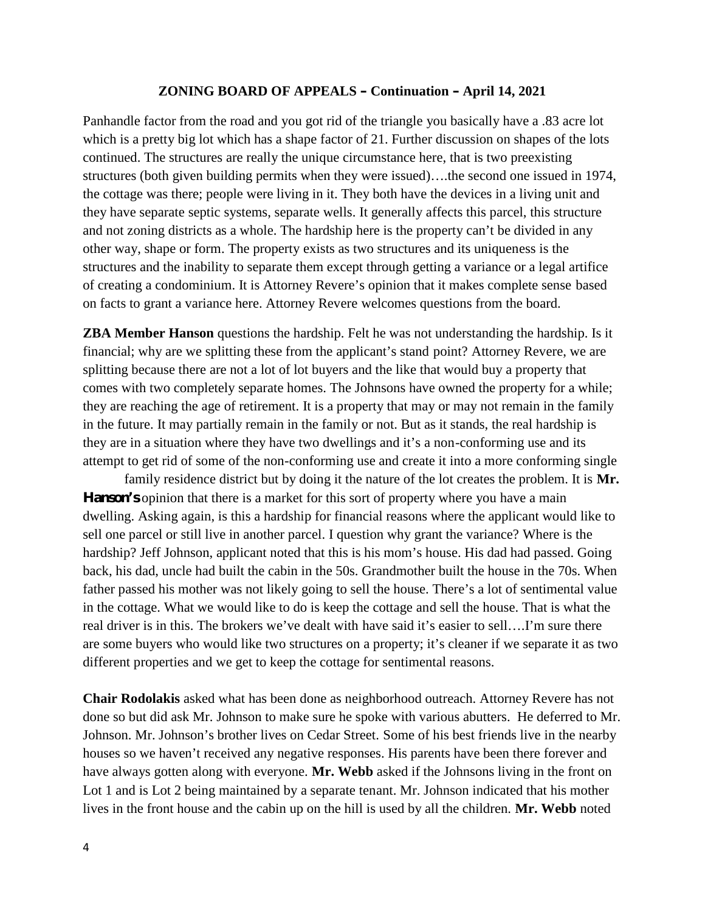Panhandle factor from the road and you got rid of the triangle you basically have a .83 acre lot which is a pretty big lot which has a shape factor of 21. Further discussion on shapes of the lots continued. The structures are really the unique circumstance here, that is two preexisting structures (both given building permits when they were issued)….the second one issued in 1974, the cottage was there; people were living in it. They both have the devices in a living unit and they have separate septic systems, separate wells. It generally affects this parcel, this structure and not zoning districts as a whole. The hardship here is the property can't be divided in any other way, shape or form. The property exists as two structures and its uniqueness is the structures and the inability to separate them except through getting a variance or a legal artifice of creating a condominium. It is Attorney Revere's opinion that it makes complete sense based on facts to grant a variance here. Attorney Revere welcomes questions from the board.

**ZBA Member Hanson** questions the hardship. Felt he was not understanding the hardship. Is it financial; why are we splitting these from the applicant's stand point? Attorney Revere, we are splitting because there are not a lot of lot buyers and the like that would buy a property that comes with two completely separate homes. The Johnsons have owned the property for a while; they are reaching the age of retirement. It is a property that may or may not remain in the family in the future. It may partially remain in the family or not. But as it stands, the real hardship is they are in a situation where they have two dwellings and it's a non-conforming use and its attempt to get rid of some of the non-conforming use and create it into a more conforming single family residence district but by doing it the nature of the lot creates the problem. It is **Mr. Hanson's** opinion that there is a market for this sort of property where you have a main dwelling. Asking again, is this a hardship for financial reasons where the applicant would like to sell one parcel or still live in another parcel. I question why grant the variance? Where is the hardship? Jeff Johnson, applicant noted that this is his mom's house. His dad had passed. Going back, his dad, uncle had built the cabin in the 50s. Grandmother built the house in the 70s. When father passed his mother was not likely going to sell the house. There's a lot of sentimental value in the cottage. What we would like to do is keep the cottage and sell the house. That is what the real driver is in this. The brokers we've dealt with have said it's easier to sell….I'm sure there are some buyers who would like two structures on a property; it's cleaner if we separate it as two different properties and we get to keep the cottage for sentimental reasons.

**Chair Rodolakis** asked what has been done as neighborhood outreach. Attorney Revere has not done so but did ask Mr. Johnson to make sure he spoke with various abutters. He deferred to Mr. Johnson. Mr. Johnson's brother lives on Cedar Street. Some of his best friends live in the nearby houses so we haven't received any negative responses. His parents have been there forever and have always gotten along with everyone. **Mr. Webb** asked if the Johnsons living in the front on Lot 1 and is Lot 2 being maintained by a separate tenant. Mr. Johnson indicated that his mother lives in the front house and the cabin up on the hill is used by all the children. **Mr. Webb** noted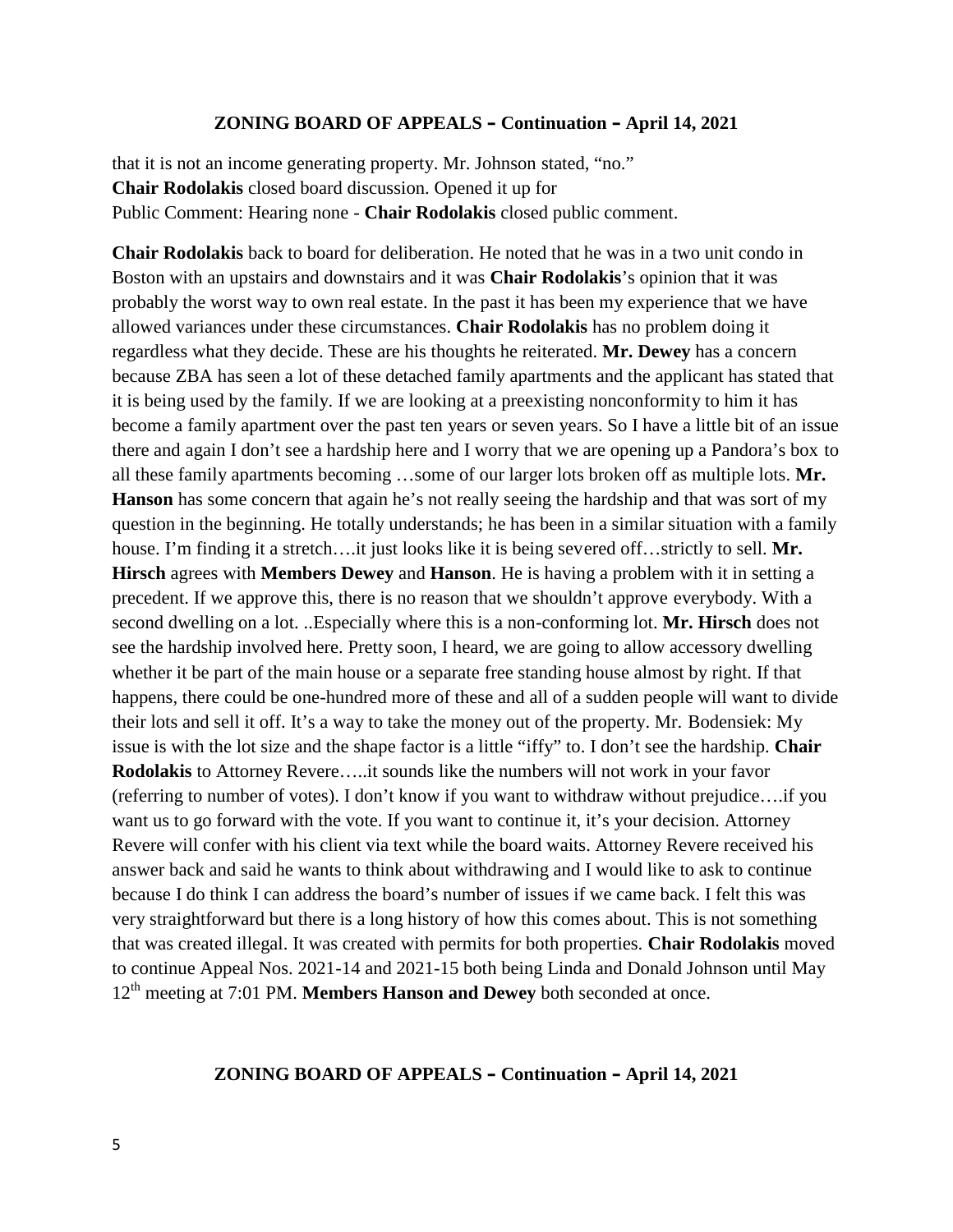that it is not an income generating property. Mr. Johnson stated, "no."
**Chair Rodolakis** closed board discussion. Opened it up for
Public Comment: Hearing none - **Chair Rodolakis** closed public comment.

**Chair Rodolakis** back to board for deliberation. He noted that he was in a two unit condo in Boston with an upstairs and downstairs and it was **Chair Rodolakis**'s opinion that it was probably the worst way to own real estate. In the past it has been my experience that we have allowed variances under these circumstances. **Chair Rodolakis** has no problem doing it regardless what they decide. These are his thoughts he reiterated. **Mr. Dewey** has a concern because ZBA has seen a lot of these detached family apartments and the applicant has stated that it is being used by the family. If we are looking at a preexisting nonconformity to him it has become a family apartment over the past ten years or seven years. So I have a little bit of an issue there and again I don't see a hardship here and I worry that we are opening up a Pandora's box to all these family apartments becoming …some of our larger lots broken off as multiple lots. **Mr. Hanson** has some concern that again he's not really seeing the hardship and that was sort of my question in the beginning. He totally understands; he has been in a similar situation with a family house. I'm finding it a stretch….it just looks like it is being severed off…strictly to sell. **Mr. Hirsch** agrees with **Members Dewey** and **Hanson**. He is having a problem with it in setting a precedent. If we approve this, there is no reason that we shouldn't approve everybody. With a second dwelling on a lot. ..Especially where this is a non-conforming lot. **Mr. Hirsch** does not see the hardship involved here. Pretty soon, I heard, we are going to allow accessory dwelling whether it be part of the main house or a separate free standing house almost by right. If that happens, there could be one-hundred more of these and all of a sudden people will want to divide their lots and sell it off. It's a way to take the money out of the property. Mr. Bodensiek: My issue is with the lot size and the shape factor is a little "iffy" to. I don't see the hardship. **Chair Rodolakis** to Attorney Revere…..it sounds like the numbers will not work in your favor (referring to number of votes). I don't know if you want to withdraw without prejudice….if you want us to go forward with the vote. If you want to continue it, it's your decision. Attorney Revere will confer with his client via text while the board waits. Attorney Revere received his answer back and said he wants to think about withdrawing and I would like to ask to continue because I do think I can address the board's number of issues if we came back. I felt this was very straightforward but there is a long history of how this comes about. This is not something that was created illegal. It was created with permits for both properties. **Chair Rodolakis** moved to continue Appeal Nos. 2021-14 and 2021-15 both being Linda and Donald Johnson until May 12th meeting at 7:01 PM. **Members Hanson and Dewey** both seconded at once.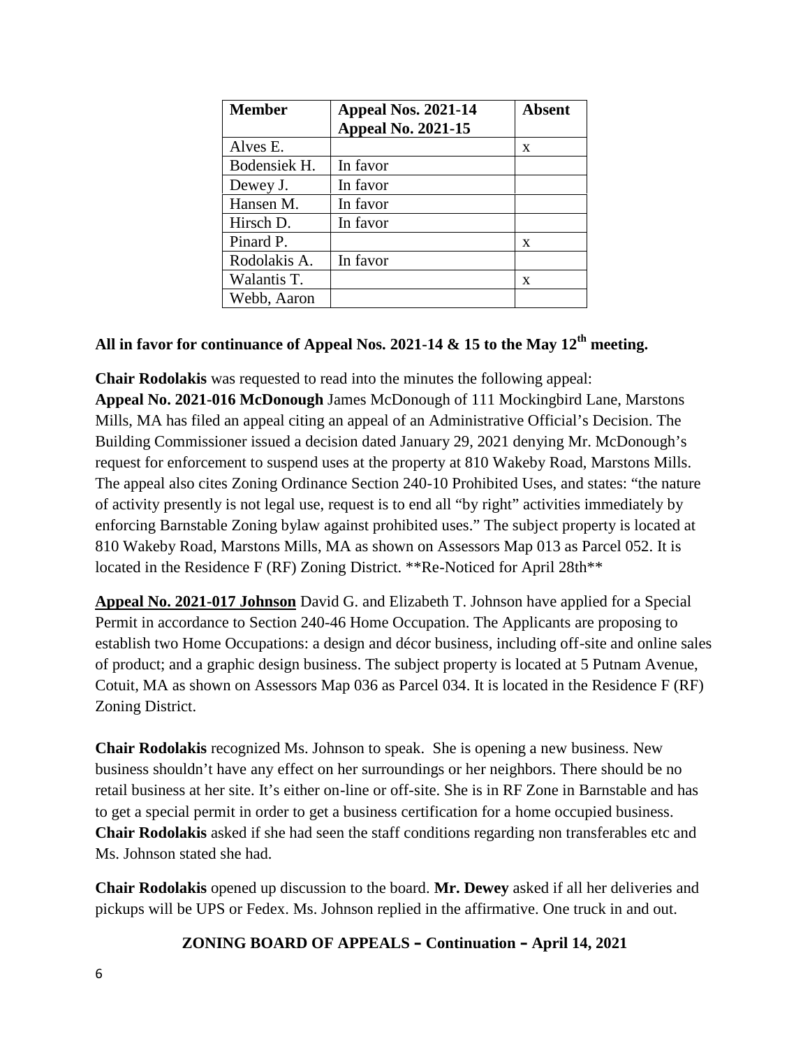| Member | Appeal Nos. 2021-14<br>Appeal No. 2021-15 | Absent |
|---|---|---|
| Alves E. | | x |
| Bodensiek H. | In favor | |
| Dewey J. | In favor | |
| Hansen M. | In favor | |
| Hirsch D. | In favor | |
| Pinard P. | | x |
| Rodolakis A. | In favor | |
| Walantis T. | | x |
| Webb, Aaron | | |

**All in favor for continuance of Appeal Nos. 2021-14 & 15 to the May 12th meeting.**

**Chair Rodolakis** was requested to read into the minutes the following appeal:
**Appeal No. 2021-016 McDonough** James McDonough of 111 Mockingbird Lane, Marstons Mills, MA has filed an appeal citing an appeal of an Administrative Official's Decision. The Building Commissioner issued a decision dated January 29, 2021 denying Mr. McDonough's request for enforcement to suspend uses at the property at 810 Wakeby Road, Marstons Mills. The appeal also cites Zoning Ordinance Section 240-10 Prohibited Uses, and states: "the nature of activity presently is not legal use, request is to end all "by right" activities immediately by enforcing Barnstable Zoning bylaw against prohibited uses." The subject property is located at 810 Wakeby Road, Marstons Mills, MA as shown on Assessors Map 013 as Parcel 052. It is located in the Residence F (RF) Zoning District. **Re-Noticed for April 28th**

**Appeal No. 2021-017 Johnson** David G. and Elizabeth T. Johnson have applied for a Special Permit in accordance to Section 240-46 Home Occupation. The Applicants are proposing to establish two Home Occupations: a design and décor business, including off-site and online sales of product; and a graphic design business. The subject property is located at 5 Putnam Avenue, Cotuit, MA as shown on Assessors Map 036 as Parcel 034. It is located in the Residence F (RF) Zoning District.

**Chair Rodolakis** recognized Ms. Johnson to speak. She is opening a new business. New business shouldn't have any effect on her surroundings or her neighbors. There should be no retail business at her site. It's either on-line or off-site. She is in RF Zone in Barnstable and has to get a special permit in order to get a business certification for a home occupied business. **Chair Rodolakis** asked if she had seen the staff conditions regarding non transferables etc and Ms. Johnson stated she had.

**Chair Rodolakis** opened up discussion to the board. **Mr. Dewey** asked if all her deliveries and pickups will be UPS or Fedex. Ms. Johnson replied in the affirmative. One truck in and out.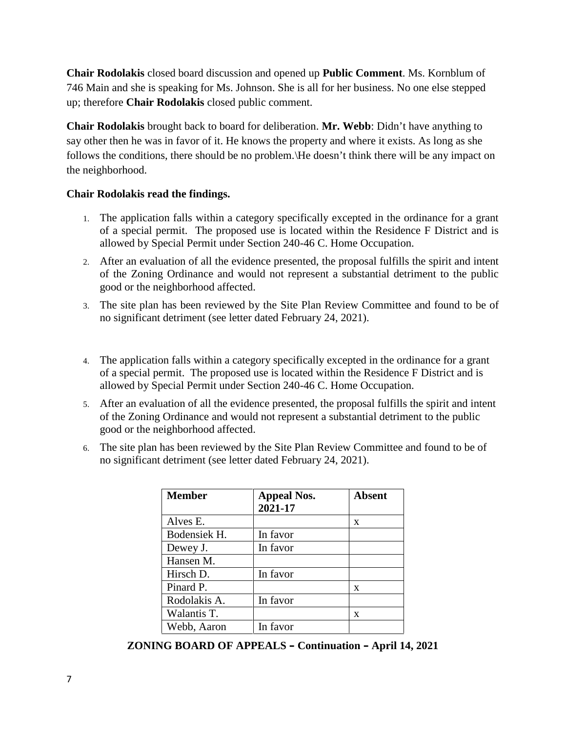**Chair Rodolakis** closed board discussion and opened up **Public Comment**. Ms. Kornblum of 746 Main and she is speaking for Ms. Johnson. She is all for her business. No one else stepped up; therefore **Chair Rodolakis** closed public comment.

**Chair Rodolakis** brought back to board for deliberation. **Mr. Webb**: Didn't have anything to say other then he was in favor of it. He knows the property and where it exists. As long as she follows the conditions, there should be no problem.\He doesn't think there will be any impact on the neighborhood.

**Chair Rodolakis read the findings.**

1. The application falls within a category specifically excepted in the ordinance for a grant of a special permit. The proposed use is located within the Residence F District and is allowed by Special Permit under Section 240-46 C. Home Occupation.
2. After an evaluation of all the evidence presented, the proposal fulfills the spirit and intent of the Zoning Ordinance and would not represent a substantial detriment to the public good or the neighborhood affected.
3. The site plan has been reviewed by the Site Plan Review Committee and found to be of no significant detriment (see letter dated February 24, 2021).
4. The application falls within a category specifically excepted in the ordinance for a grant of a special permit. The proposed use is located within the Residence F District and is allowed by Special Permit under Section 240-46 C. Home Occupation.
5. After an evaluation of all the evidence presented, the proposal fulfills the spirit and intent of the Zoning Ordinance and would not represent a substantial detriment to the public good or the neighborhood affected.
6. The site plan has been reviewed by the Site Plan Review Committee and found to be of no significant detriment (see letter dated February 24, 2021).

| Member | Appeal Nos. 2021-17 | Absent |
|---|---|---|
| Alves E. | | x |
| Bodensiek H. | In favor | |
| Dewey J. | In favor | |
| Hansen M. | | |
| Hirsch D. | In favor | |
| Pinard P. | | x |
| Rodolakis A. | In favor | |
| Walantis T. | | x |
| Webb, Aaron | In favor | |

**ZONING BOARD OF APPEALS – Continuation – April 14, 2021**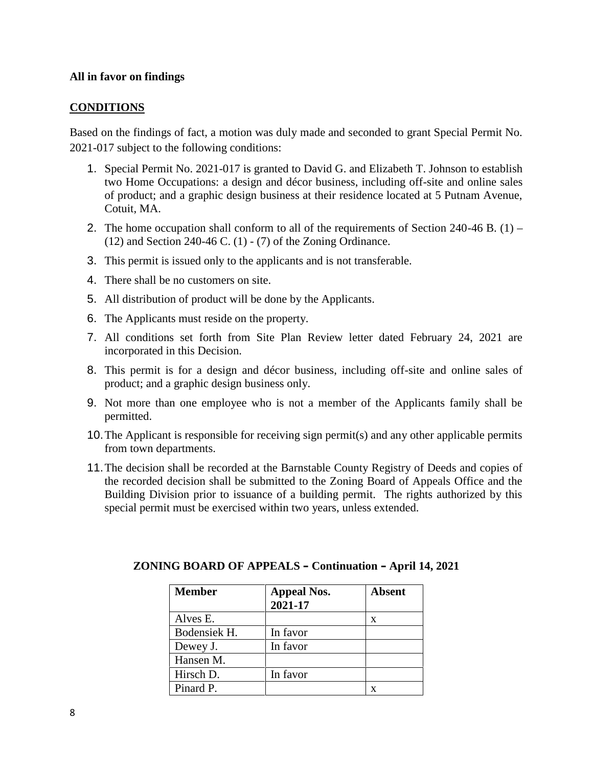**All in favor on findings**

## **CONDITIONS**

Based on the findings of fact, a motion was duly made and seconded to grant Special Permit No. 2021-017 subject to the following conditions:

1. Special Permit No. 2021-017 is granted to David G. and Elizabeth T. Johnson to establish two Home Occupations: a design and décor business, including off-site and online sales of product; and a graphic design business at their residence located at 5 Putnam Avenue, Cotuit, MA.
2. The home occupation shall conform to all of the requirements of Section 240-46 B. (1) – (12) and Section 240-46 C. (1) - (7) of the Zoning Ordinance.
3. This permit is issued only to the applicants and is not transferable.
4. There shall be no customers on site.
5. All distribution of product will be done by the Applicants.
6. The Applicants must reside on the property.
7. All conditions set forth from Site Plan Review letter dated February 24, 2021 are incorporated in this Decision.
8. This permit is for a design and décor business, including off-site and online sales of product; and a graphic design business only.
9. Not more than one employee who is not a member of the Applicants family shall be permitted.
10. The Applicant is responsible for receiving sign permit(s) and any other applicable permits from town departments.
11. The decision shall be recorded at the Barnstable County Registry of Deeds and copies of the recorded decision shall be submitted to the Zoning Board of Appeals Office and the Building Division prior to issuance of a building permit. The rights authorized by this special permit must be exercised within two years, unless extended.

**ZONING BOARD OF APPEALS – Continuation – April 14, 2021**

| Member | Appeal Nos. 2021-17 | Absent |
|---|---|---|
| Alves E. | | x |
| Bodensiek H. | In favor | |
| Dewey J. | In favor | |
| Hansen M. | | |
| Hirsch D. | In favor | |
| Pinard P. | | x |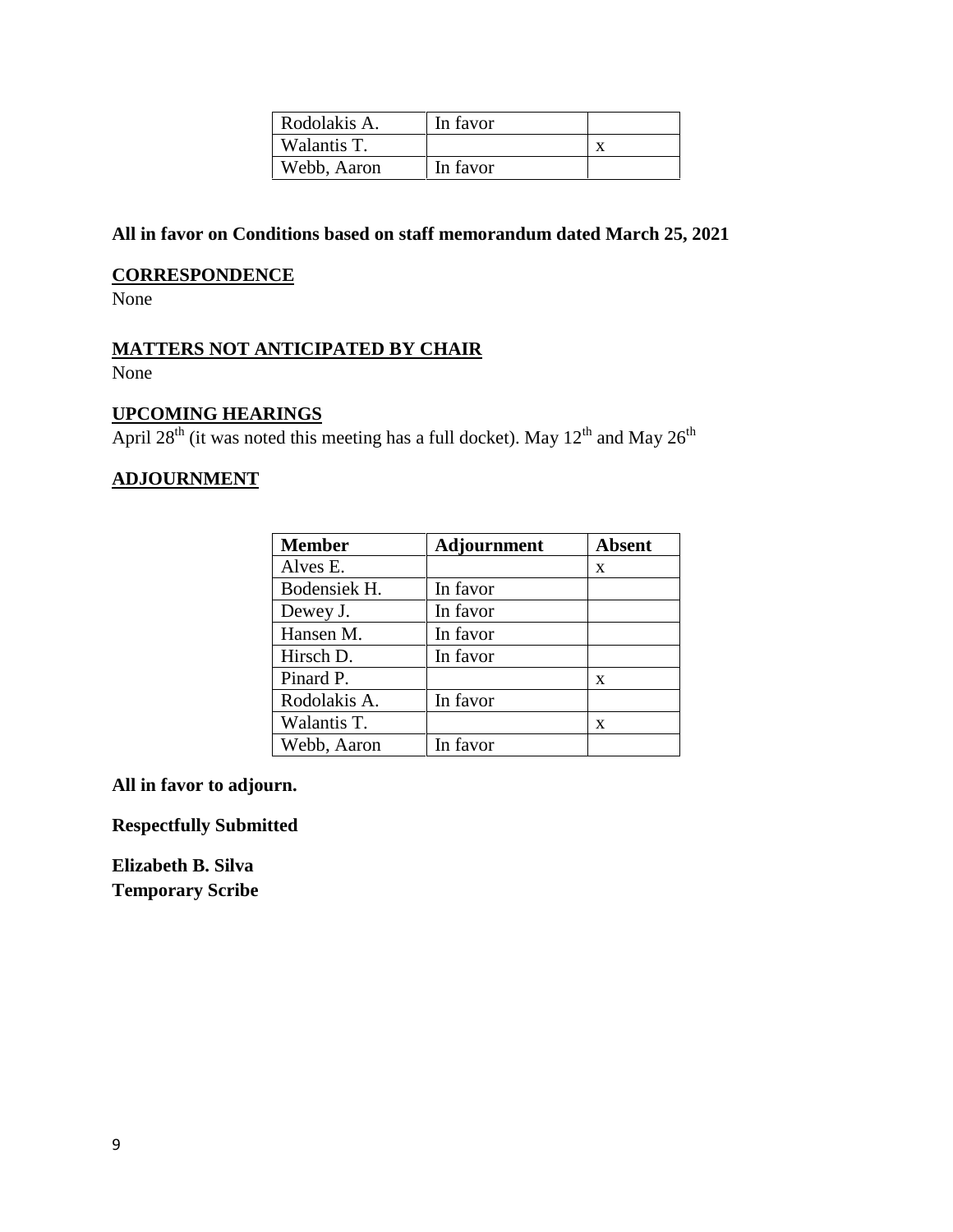| | | |
|---|---|---|
| Rodolakis A. | In favor | |
| Walantis T. | | x |
| Webb, Aaron | In favor | |

**All in favor on Conditions based on staff memorandum dated March 25, 2021**

## CORRESPONDENCE

None

## MATTERS NOT ANTICIPATED BY CHAIR

None

## UPCOMING HEARINGS

April 28th (it was noted this meeting has a full docket). May 12th and May 26th

## ADJOURNMENT

| Member | Adjournment | Absent |
|---|---|---|
| Alves E. | | x |
| Bodensiek H. | In favor | |
| Dewey J. | In favor | |
| Hansen M. | In favor | |
| Hirsch D. | In favor | |
| Pinard P. | | x |
| Rodolakis A. | In favor | |
| Walantis T. | | x |
| Webb, Aaron | In favor | |

**All in favor to adjourn.**

**Respectfully Submitted**

**Elizabeth B. Silva**
**Temporary Scribe**